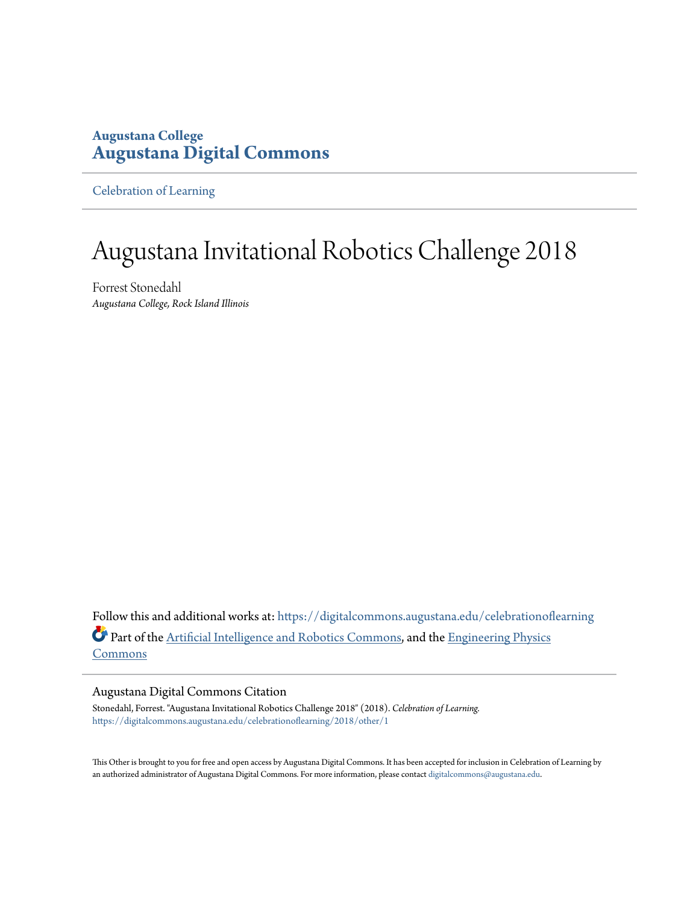Augustana College

**Augustana Digital Commons**

Celebration of Learning

# Augustana Invitational Robotics Challenge 2018

Forrest Stonedahl

*Augustana College, Rock Island Illinois*

Follow this and additional works at: https://digitalcommons.augustana.edu/celebrationoflearning

Part of the Artificial Intelligence and Robotics Commons, and the Engineering Physics Commons

### Augustana Digital Commons Citation

Stonedahl, Forrest. "Augustana Invitational Robotics Challenge 2018" (2018). *Celebration of Learning.*
https://digitalcommons.augustana.edu/celebrationoflearning/2018/other/1

This Other is brought to you for free and open access by Augustana Digital Commons. It has been accepted for inclusion in Celebration of Learning by an authorized administrator of Augustana Digital Commons. For more information, please contact digitalcommons@augustana.edu.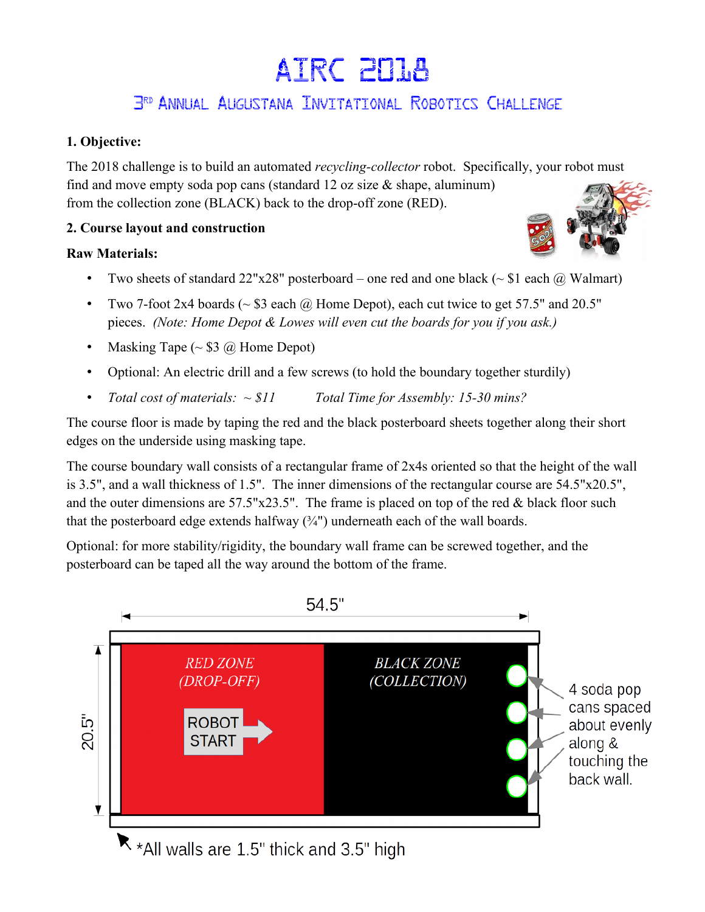# AIRC 2018

## 3RD Annual Augustana Invitational Robotics Challenge

**1. Objective:**

The 2018 challenge is to build an automated *recycling-collector* robot. Specifically, your robot must find and move empty soda pop cans (standard 12 oz size & shape, aluminum) from the collection zone (BLACK) back to the drop-off zone (RED).

**2. Course layout and construction**

**Raw Materials:**

- Two sheets of standard 22"x28" posterboard – one red and one black (~ $1 each @ Walmart)
- Two 7-foot 2x4 boards (~ $3 each @ Home Depot), each cut twice to get 57.5" and 20.5" pieces. *(Note: Home Depot & Lowes will even cut the boards for you if you ask.)*
- Masking Tape (~ $3 @ Home Depot)
- Optional: An electric drill and a few screws (to hold the boundary together sturdily)
- *Total cost of materials: ~ $11* *Total Time for Assembly: 15-30 mins?*

The course floor is made by taping the red and the black posterboard sheets together along their short edges on the underside using masking tape.

The course boundary wall consists of a rectangular frame of 2x4s oriented so that the height of the wall is 3.5", and a wall thickness of 1.5". The inner dimensions of the rectangular course are 54.5"x20.5", and the outer dimensions are 57.5"x23.5". The frame is placed on top of the red & black floor such that the posterboard edge extends halfway (¾") underneath each of the wall boards.

Optional: for more stability/rigidity, the boundary wall frame can be screwed together, and the posterboard can be taped all the way around the bottom of the frame.

54.5"

20.5"

*RED ZONE (DROP-OFF)*

ROBOT START

*BLACK ZONE (COLLECTION)*

4 soda pop cans spaced about evenly along & touching the back wall.

*All walls are 1.5" thick and 3.5" high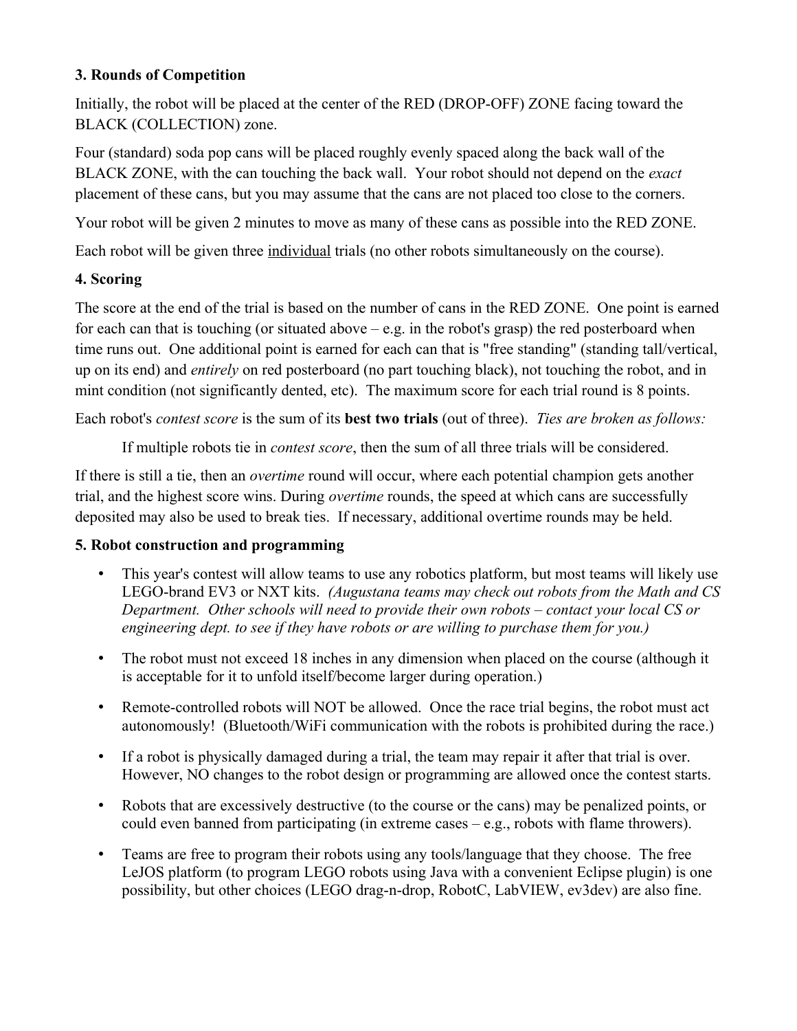### 3. Rounds of Competition

Initially, the robot will be placed at the center of the RED (DROP-OFF) ZONE facing toward the BLACK (COLLECTION) zone.

Four (standard) soda pop cans will be placed roughly evenly spaced along the back wall of the BLACK ZONE, with the can touching the back wall. Your robot should not depend on the *exact* placement of these cans, but you may assume that the cans are not placed too close to the corners.

Your robot will be given 2 minutes to move as many of these cans as possible into the RED ZONE.

Each robot will be given three <u>individual</u> trials (no other robots simultaneously on the course).

### 4. Scoring

The score at the end of the trial is based on the number of cans in the RED ZONE. One point is earned for each can that is touching (or situated above – e.g. in the robot's grasp) the red posterboard when time runs out. One additional point is earned for each can that is "free standing" (standing tall/vertical, up on its end) and *entirely* on red posterboard (no part touching black), not touching the robot, and in mint condition (not significantly dented, etc). The maximum score for each trial round is 8 points.

Each robot's *contest score* is the sum of its **best two trials** (out of three). *Ties are broken as follows:*

> If multiple robots tie in *contest score*, then the sum of all three trials will be considered.

If there is still a tie, then an *overtime* round will occur, where each potential champion gets another trial, and the highest score wins. During *overtime* rounds, the speed at which cans are successfully deposited may also be used to break ties. If necessary, additional overtime rounds may be held.

### 5. Robot construction and programming

- This year's contest will allow teams to use any robotics platform, but most teams will likely use LEGO-brand EV3 or NXT kits. *(Augustana teams may check out robots from the Math and CS Department. Other schools will need to provide their own robots – contact your local CS or engineering dept. to see if they have robots or are willing to purchase them for you.)*
- The robot must not exceed 18 inches in any dimension when placed on the course (although it is acceptable for it to unfold itself/become larger during operation.)
- Remote-controlled robots will NOT be allowed. Once the race trial begins, the robot must act autonomously! (Bluetooth/WiFi communication with the robots is prohibited during the race.)
- If a robot is physically damaged during a trial, the team may repair it after that trial is over. However, NO changes to the robot design or programming are allowed once the contest starts.
- Robots that are excessively destructive (to the course or the cans) may be penalized points, or could even banned from participating (in extreme cases – e.g., robots with flame throwers).
- Teams are free to program their robots using any tools/language that they choose. The free LeJOS platform (to program LEGO robots using Java with a convenient Eclipse plugin) is one possibility, but other choices (LEGO drag-n-drop, RobotC, LabVIEW, ev3dev) are also fine.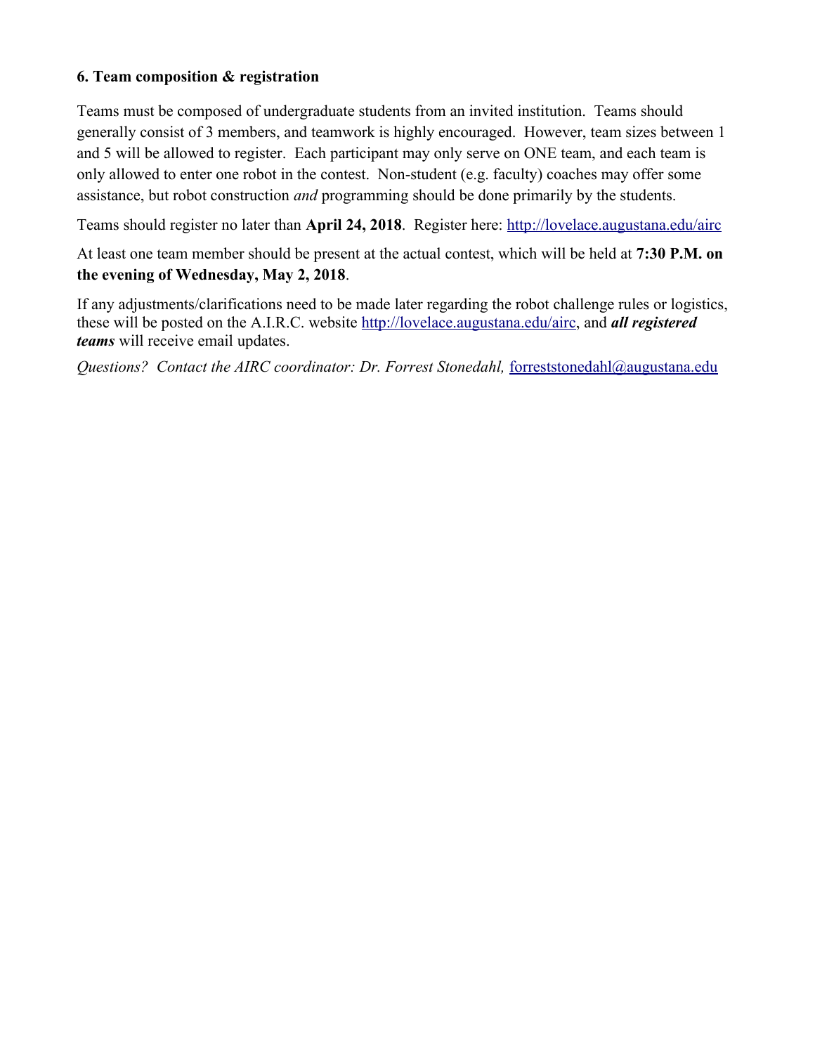**6. Team composition & registration**

Teams must be composed of undergraduate students from an invited institution. Teams should generally consist of 3 members, and teamwork is highly encouraged. However, team sizes between 1 and 5 will be allowed to register. Each participant may only serve on ONE team, and each team is only allowed to enter one robot in the contest. Non-student (e.g. faculty) coaches may offer some assistance, but robot construction *and* programming should be done primarily by the students.

Teams should register no later than **April 24, 2018**. Register here: http://lovelace.augustana.edu/airc

At least one team member should be present at the actual contest, which will be held at **7:30 P.M. on the evening of Wednesday, May 2, 2018**.

If any adjustments/clarifications need to be made later regarding the robot challenge rules or logistics, these will be posted on the A.I.R.C. website http://lovelace.augustana.edu/airc, and ***all registered teams*** will receive email updates.

*Questions? Contact the AIRC coordinator: Dr. Forrest Stonedahl,* forreststonedahl@augustana.edu